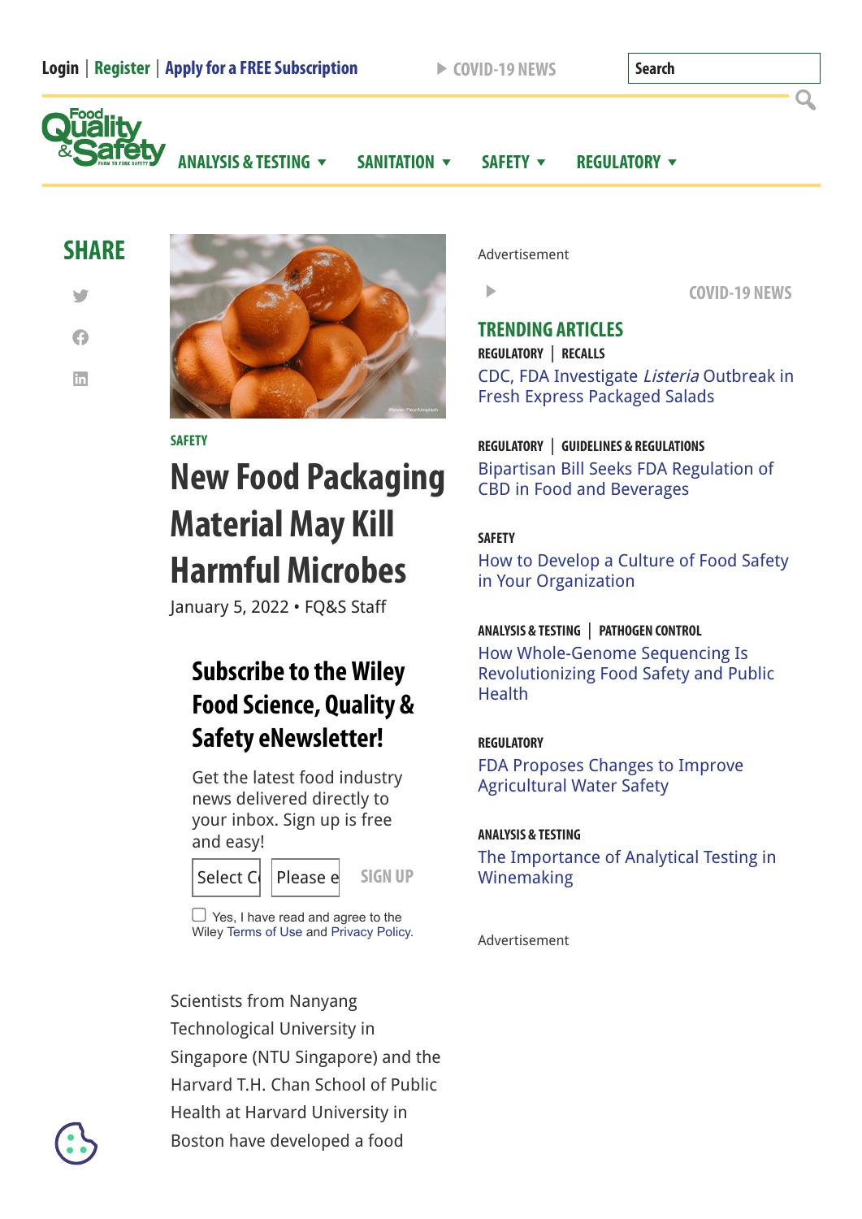Login | Register | Apply for a FREE Subscription

COVID-19 NEWS

Search

ANALYSIS & TESTING ▾ SANITATION ▾ SAFETY ▾ REGULATORY ▾

SHARE

SAFETY

# New Food Packaging Material May Kill Harmful Microbes

January 5, 2022 • FQ&S Staff

## Subscribe to the Wiley Food Science, Quality & Safety eNewsletter!

Get the latest food industry news delivered directly to your inbox. Sign up is free and easy!

SIGN UP

Yes, I have read and agree to the Wiley Terms of Use and Privacy Policy.

Scientists from Nanyang Technological University in Singapore (NTU Singapore) and the Harvard T.H. Chan School of Public Health at Harvard University in Boston have developed a food

Advertisement

COVID-19 NEWS

## TRENDING ARTICLES

REGULATORY | RECALLS

CDC, FDA Investigate *Listeria* Outbreak in Fresh Express Packaged Salads

REGULATORY | GUIDELINES & REGULATIONS

Bipartisan Bill Seeks FDA Regulation of CBD in Food and Beverages

SAFETY

How to Develop a Culture of Food Safety in Your Organization

ANALYSIS & TESTING | PATHOGEN CONTROL

How Whole-Genome Sequencing Is Revolutionizing Food Safety and Public Health

REGULATORY

FDA Proposes Changes to Improve Agricultural Water Safety

ANALYSIS & TESTING

The Importance of Analytical Testing in Winemaking

Advertisement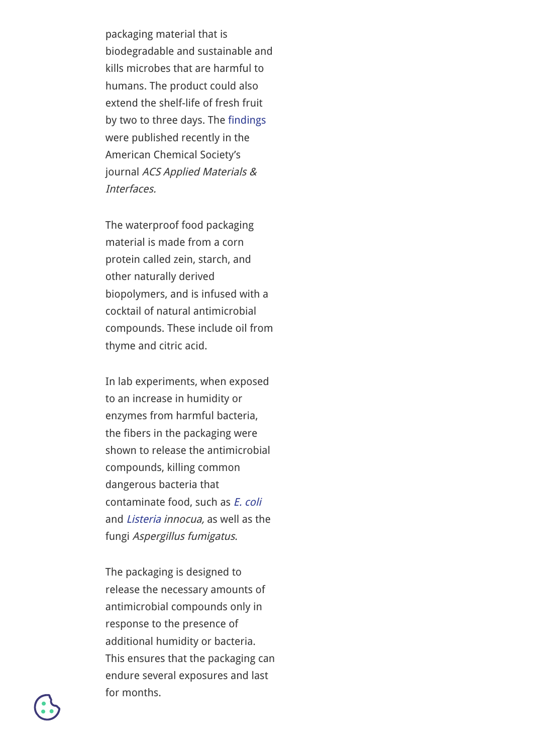packaging material that is biodegradable and sustainable and kills microbes that are harmful to humans. The product could also extend the shelf-life of fresh fruit by two to three days. The findings were published recently in the American Chemical Society's journal *ACS Applied Materials & Interfaces.*

The waterproof food packaging material is made from a corn protein called zein, starch, and other naturally derived biopolymers, and is infused with a cocktail of natural antimicrobial compounds. These include oil from thyme and citric acid.

In lab experiments, when exposed to an increase in humidity or enzymes from harmful bacteria, the fibers in the packaging were shown to release the antimicrobial compounds, killing common dangerous bacteria that contaminate food, such as *E. coli* and *Listeria innocua,* as well as the fungi *Aspergillus fumigatus*.

The packaging is designed to release the necessary amounts of antimicrobial compounds only in response to the presence of additional humidity or bacteria. This ensures that the packaging can endure several exposures and last for months.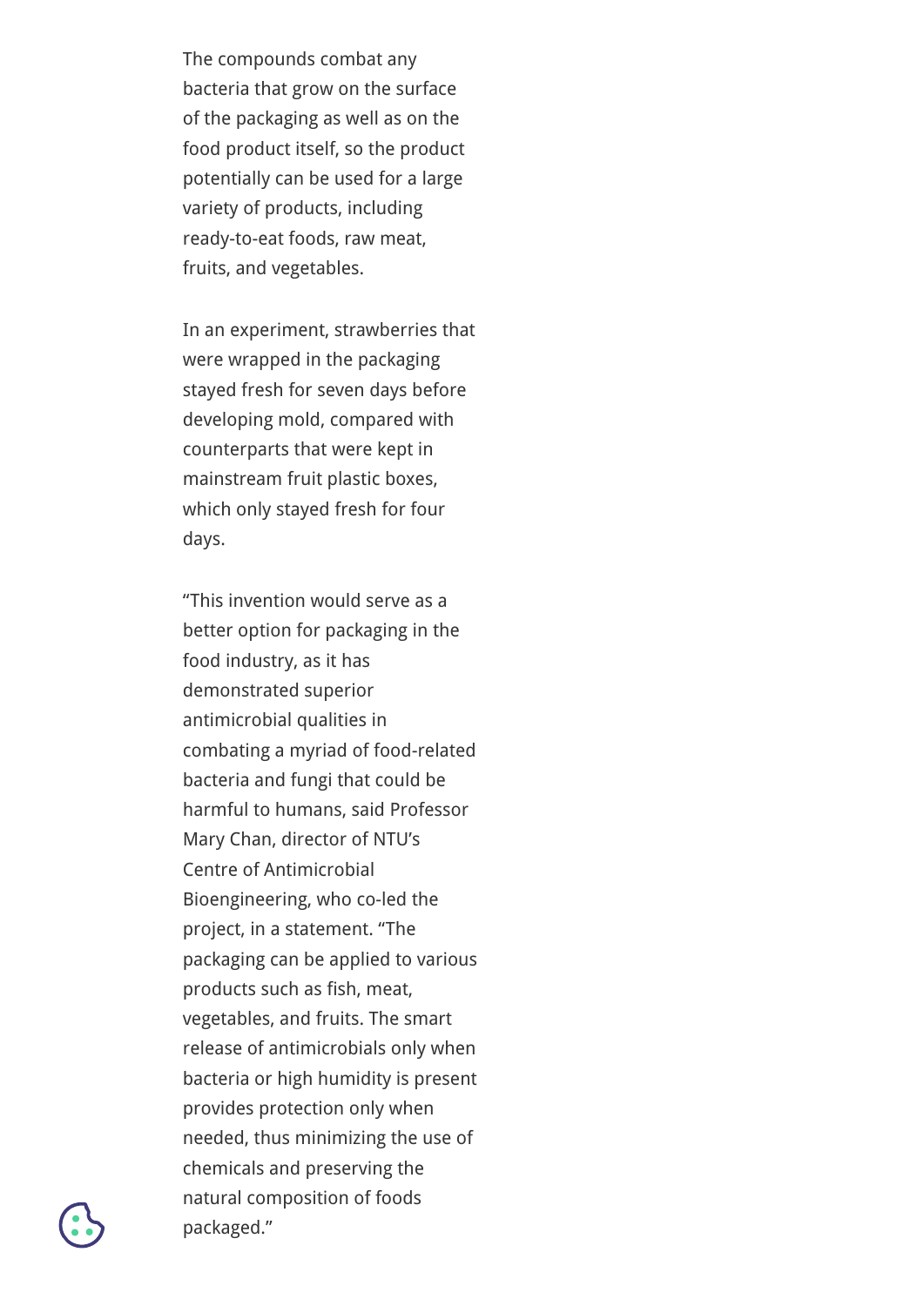The compounds combat any bacteria that grow on the surface of the packaging as well as on the food product itself, so the product potentially can be used for a large variety of products, including ready-to-eat foods, raw meat, fruits, and vegetables.

In an experiment, strawberries that were wrapped in the packaging stayed fresh for seven days before developing mold, compared with counterparts that were kept in mainstream fruit plastic boxes, which only stayed fresh for four days.

“This invention would serve as a better option for packaging in the food industry, as it has demonstrated superior antimicrobial qualities in combating a myriad of food-related bacteria and fungi that could be harmful to humans, said Professor Mary Chan, director of NTU’s Centre of Antimicrobial Bioengineering, who co-led the project, in a statement. “The packaging can be applied to various products such as fish, meat, vegetables, and fruits. The smart release of antimicrobials only when bacteria or high humidity is present provides protection only when needed, thus minimizing the use of chemicals and preserving the natural composition of foods packaged.”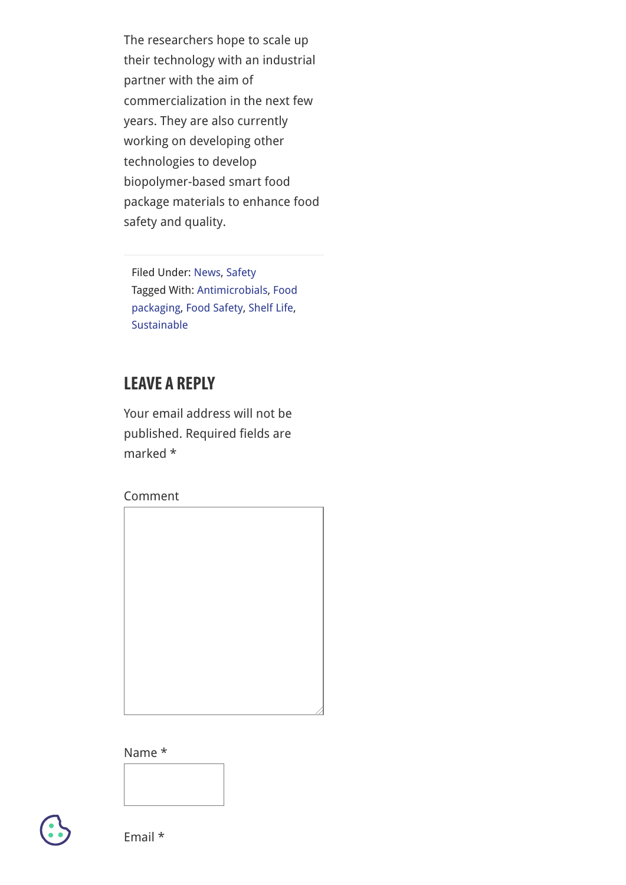The researchers hope to scale up their technology with an industrial partner with the aim of commercialization in the next few years. They are also currently working on developing other technologies to develop biopolymer-based smart food package materials to enhance food safety and quality.

Filed Under: News, Safety
Tagged With: Antimicrobials, Food packaging, Food Safety, Shelf Life, Sustainable

## LEAVE A REPLY

Your email address will not be published. Required fields are marked *

Comment

Name *

Email *